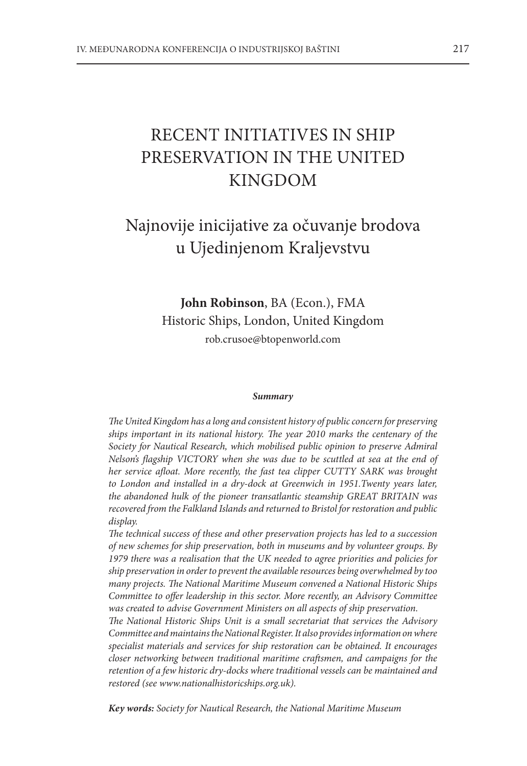# RECENT INITIATIVES IN SHIP PRESERVATION IN THE UNITED KINGDOM

## Najnovije inicijative za očuvanje brodova u Ujedinjenom Kraljevstvu

**John Robinson**, BA (Econ.), FMA
Historic Ships, London, United Kingdom
rob.crusoe@btopenworld.com

***Summary***

*The United Kingdom has a long and consistent history of public concern for preserving ships important in its national history. The year 2010 marks the centenary of the Society for Nautical Research, which mobilised public opinion to preserve Admiral Nelson's flagship VICTORY when she was due to be scuttled at sea at the end of her service afloat. More recently, the fast tea clipper CUTTY SARK was brought to London and installed in a dry-dock at Greenwich in 1951.Twenty years later, the abandoned hulk of the pioneer transatlantic steamship GREAT BRITAIN was recovered from the Falkland Islands and returned to Bristol for restoration and public display.*

*The technical success of these and other preservation projects has led to a succession of new schemes for ship preservation, both in museums and by volunteer groups. By 1979 there was a realisation that the UK needed to agree priorities and policies for ship preservation in order to prevent the available resources being overwhelmed by too many projects. The National Maritime Museum convened a National Historic Ships Committee to offer leadership in this sector. More recently, an Advisory Committee was created to advise Government Ministers on all aspects of ship preservation.*

*The National Historic Ships Unit is a small secretariat that services the Advisory Committee and maintains the National Register. It also provides information on where specialist materials and services for ship restoration can be obtained. It encourages closer networking between traditional maritime craftsmen, and campaigns for the retention of a few historic dry-docks where traditional vessels can be maintained and restored (see www.nationalhistoricships.org.uk).*

***Key words:*** *Society for Nautical Research, the National Maritime Museum*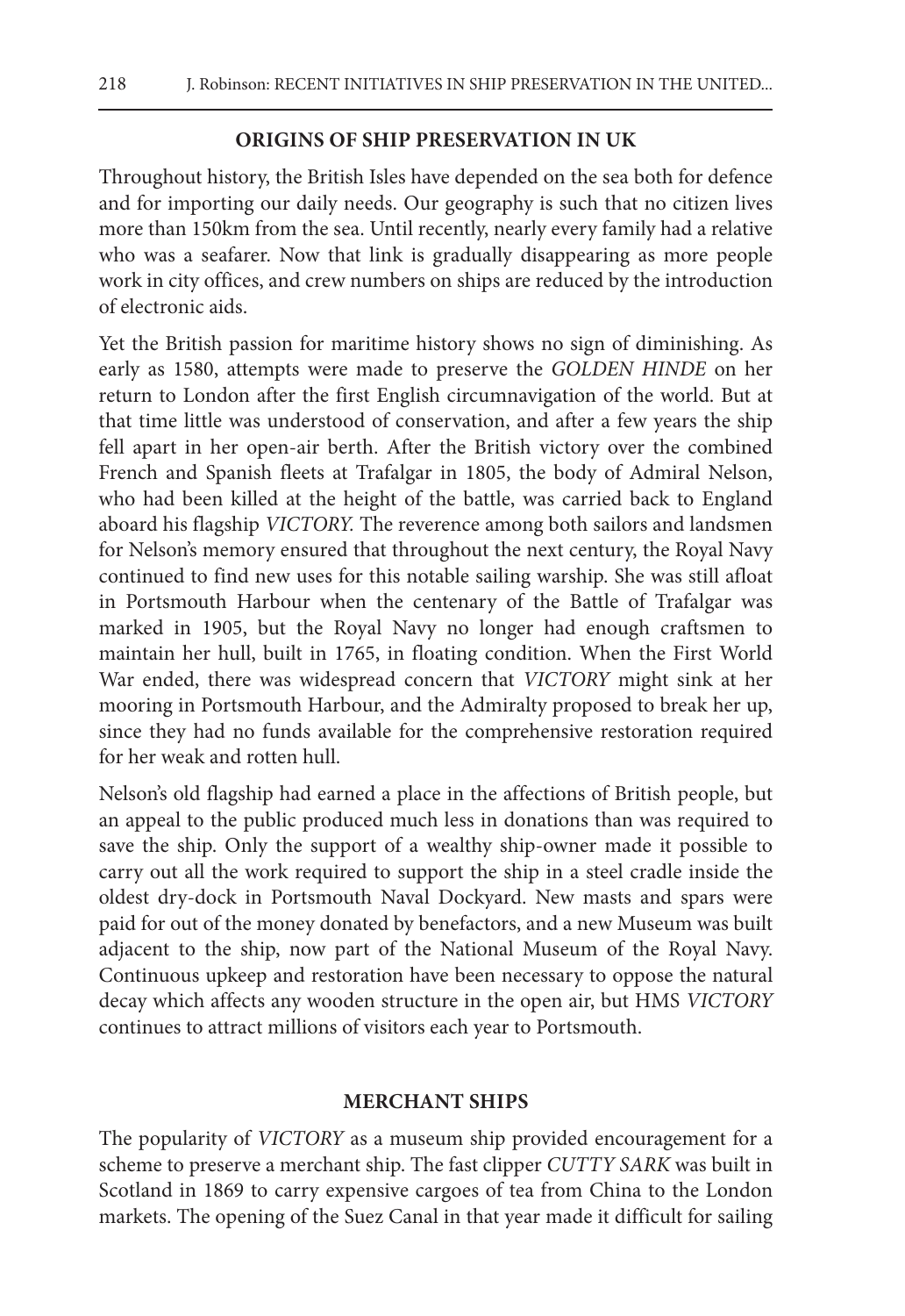## ORIGINS OF SHIP PRESERVATION IN UK

Throughout history, the British Isles have depended on the sea both for defence and for importing our daily needs. Our geography is such that no citizen lives more than 150km from the sea. Until recently, nearly every family had a relative who was a seafarer. Now that link is gradually disappearing as more people work in city offices, and crew numbers on ships are reduced by the introduction of electronic aids.

Yet the British passion for maritime history shows no sign of diminishing. As early as 1580, attempts were made to preserve the *GOLDEN HINDE* on her return to London after the first English circumnavigation of the world. But at that time little was understood of conservation, and after a few years the ship fell apart in her open-air berth. After the British victory over the combined French and Spanish fleets at Trafalgar in 1805, the body of Admiral Nelson, who had been killed at the height of the battle, was carried back to England aboard his flagship *VICTORY.* The reverence among both sailors and landsmen for Nelson's memory ensured that throughout the next century, the Royal Navy continued to find new uses for this notable sailing warship. She was still afloat in Portsmouth Harbour when the centenary of the Battle of Trafalgar was marked in 1905, but the Royal Navy no longer had enough craftsmen to maintain her hull, built in 1765, in floating condition. When the First World War ended, there was widespread concern that *VICTORY* might sink at her mooring in Portsmouth Harbour, and the Admiralty proposed to break her up, since they had no funds available for the comprehensive restoration required for her weak and rotten hull.

Nelson's old flagship had earned a place in the affections of British people, but an appeal to the public produced much less in donations than was required to save the ship. Only the support of a wealthy ship-owner made it possible to carry out all the work required to support the ship in a steel cradle inside the oldest dry-dock in Portsmouth Naval Dockyard. New masts and spars were paid for out of the money donated by benefactors, and a new Museum was built adjacent to the ship, now part of the National Museum of the Royal Navy. Continuous upkeep and restoration have been necessary to oppose the natural decay which affects any wooden structure in the open air, but HMS *VICTORY* continues to attract millions of visitors each year to Portsmouth.

## MERCHANT SHIPS

The popularity of *VICTORY* as a museum ship provided encouragement for a scheme to preserve a merchant ship. The fast clipper *CUTTY SARK* was built in Scotland in 1869 to carry expensive cargoes of tea from China to the London markets. The opening of the Suez Canal in that year made it difficult for sailing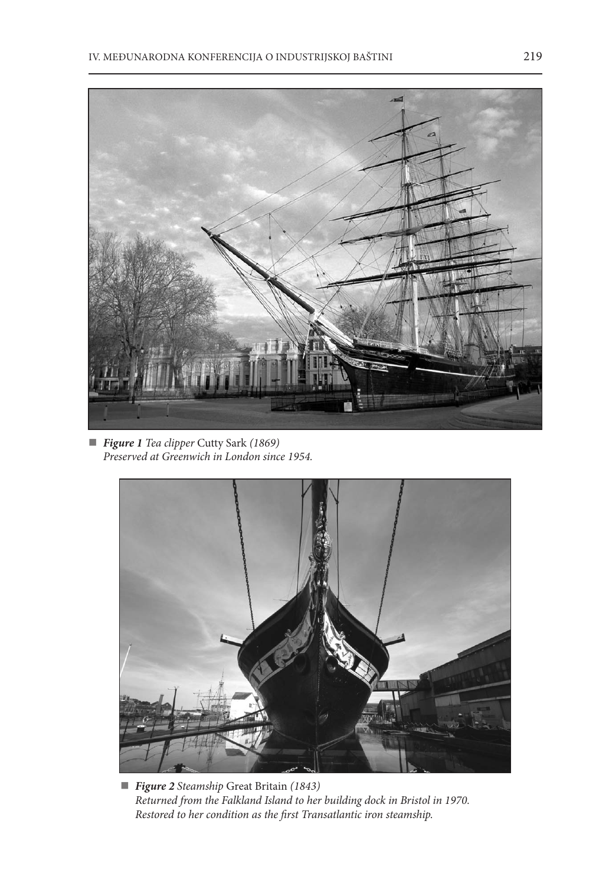■ ***Figure 1*** *Tea clipper* Cutty Sark *(1869)*
*Preserved at Greenwich in London since 1954.*

■ ***Figure 2*** *Steamship* Great Britain *(1843)*
*Returned from the Falkland Island to her building dock in Bristol in 1970.*
*Restored to her condition as the first Transatlantic iron steamship.*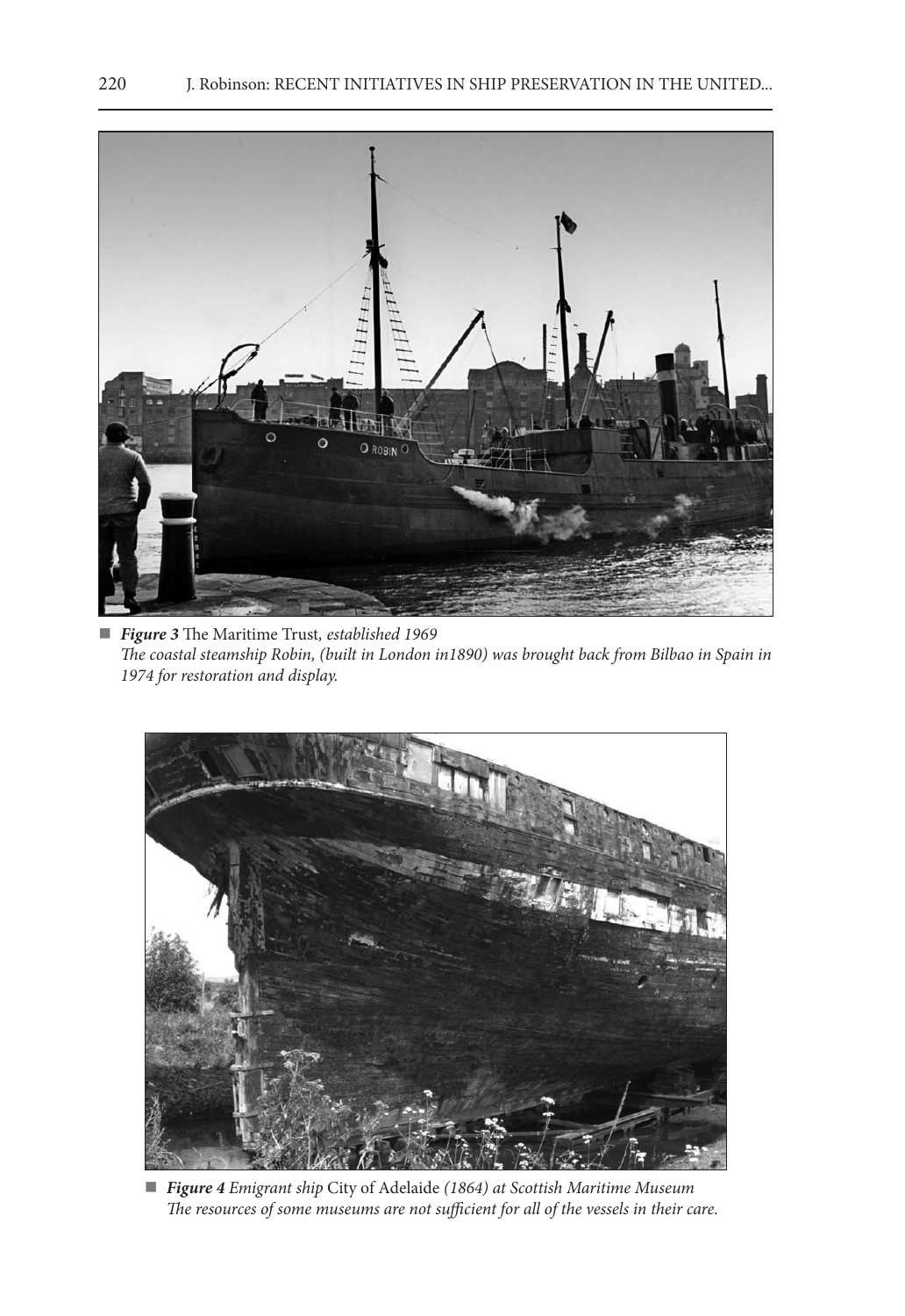■ ***Figure 3*** The Maritime Trust, *established 1969*
*The coastal steamship Robin, (built in London in1890) was brought back from Bilbao in Spain in 1974 for restoration and display.*

■ ***Figure 4*** *Emigrant ship* City of Adelaide *(1864) at Scottish Maritime Museum*
*The resources of some museums are not sufficient for all of the vessels in their care.*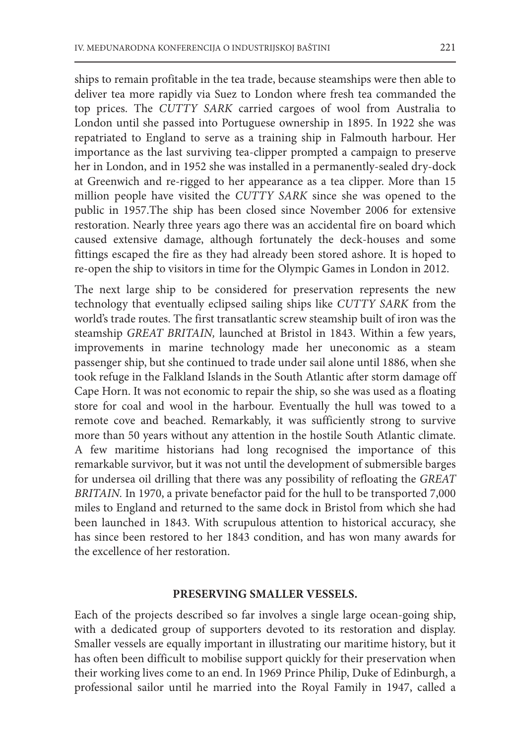ships to remain profitable in the tea trade, because steamships were then able to deliver tea more rapidly via Suez to London where fresh tea commanded the top prices. The *CUTTY SARK* carried cargoes of wool from Australia to London until she passed into Portuguese ownership in 1895. In 1922 she was repatriated to England to serve as a training ship in Falmouth harbour. Her importance as the last surviving tea-clipper prompted a campaign to preserve her in London, and in 1952 she was installed in a permanently-sealed dry-dock at Greenwich and re-rigged to her appearance as a tea clipper. More than 15 million people have visited the *CUTTY SARK* since she was opened to the public in 1957.The ship has been closed since November 2006 for extensive restoration. Nearly three years ago there was an accidental fire on board which caused extensive damage, although fortunately the deck-houses and some fittings escaped the fire as they had already been stored ashore. It is hoped to re-open the ship to visitors in time for the Olympic Games in London in 2012.

The next large ship to be considered for preservation represents the new technology that eventually eclipsed sailing ships like *CUTTY SARK* from the world's trade routes. The first transatlantic screw steamship built of iron was the steamship *GREAT BRITAIN*, launched at Bristol in 1843. Within a few years, improvements in marine technology made her uneconomic as a steam passenger ship, but she continued to trade under sail alone until 1886, when she took refuge in the Falkland Islands in the South Atlantic after storm damage off Cape Horn. It was not economic to repair the ship, so she was used as a floating store for coal and wool in the harbour. Eventually the hull was towed to a remote cove and beached. Remarkably, it was sufficiently strong to survive more than 50 years without any attention in the hostile South Atlantic climate. A few maritime historians had long recognised the importance of this remarkable survivor, but it was not until the development of submersible barges for undersea oil drilling that there was any possibility of refloating the *GREAT BRITAIN*. In 1970, a private benefactor paid for the hull to be transported 7,000 miles to England and returned to the same dock in Bristol from which she had been launched in 1843. With scrupulous attention to historical accuracy, she has since been restored to her 1843 condition, and has won many awards for the excellence of her restoration.

## PRESERVING SMALLER VESSELS.

Each of the projects described so far involves a single large ocean-going ship, with a dedicated group of supporters devoted to its restoration and display. Smaller vessels are equally important in illustrating our maritime history, but it has often been difficult to mobilise support quickly for their preservation when their working lives come to an end. In 1969 Prince Philip, Duke of Edinburgh, a professional sailor until he married into the Royal Family in 1947, called a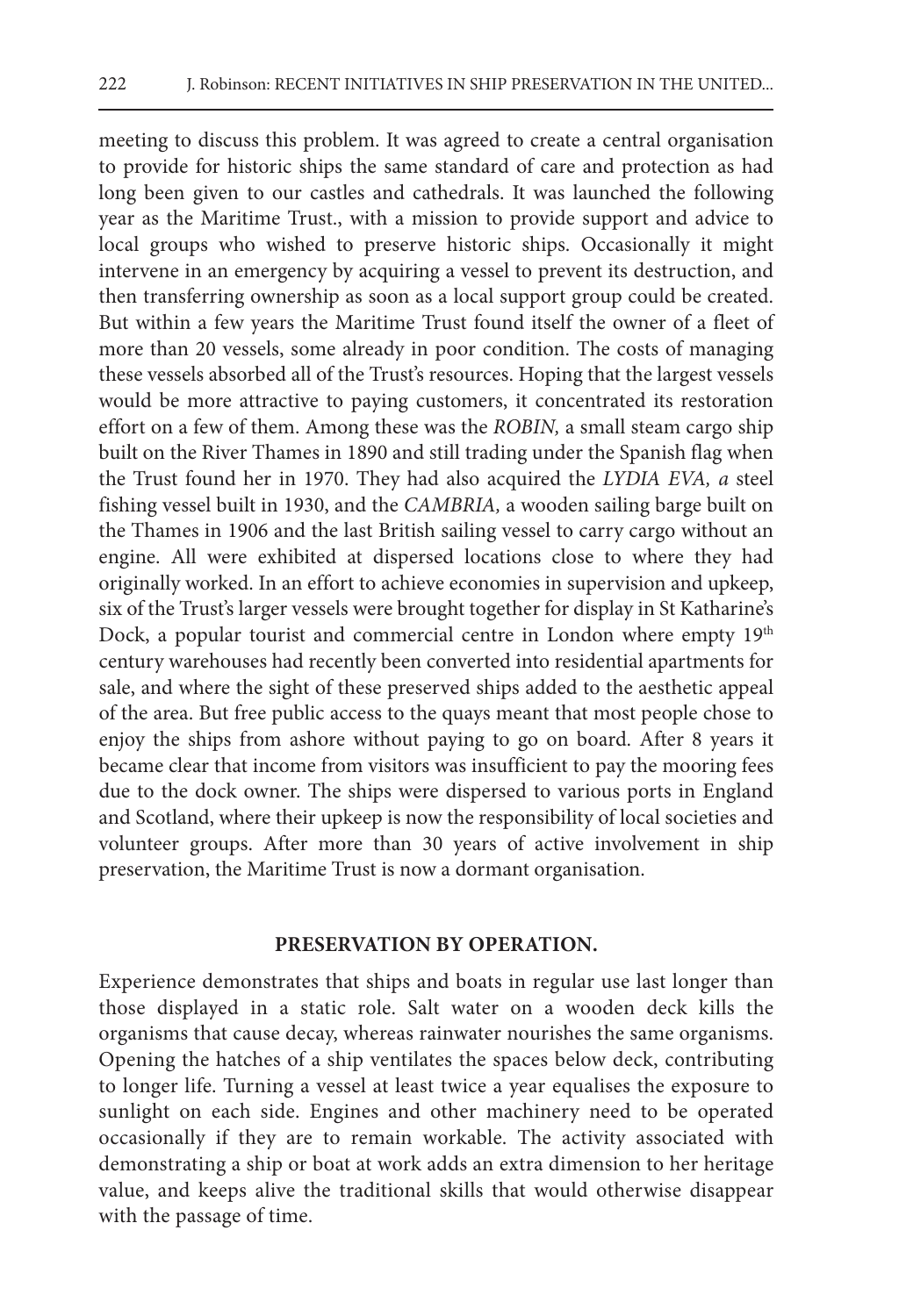meeting to discuss this problem. It was agreed to create a central organisation to provide for historic ships the same standard of care and protection as had long been given to our castles and cathedrals. It was launched the following year as the Maritime Trust., with a mission to provide support and advice to local groups who wished to preserve historic ships. Occasionally it might intervene in an emergency by acquiring a vessel to prevent its destruction, and then transferring ownership as soon as a local support group could be created. But within a few years the Maritime Trust found itself the owner of a fleet of more than 20 vessels, some already in poor condition. The costs of managing these vessels absorbed all of the Trust's resources. Hoping that the largest vessels would be more attractive to paying customers, it concentrated its restoration effort on a few of them. Among these was the *ROBIN,* a small steam cargo ship built on the River Thames in 1890 and still trading under the Spanish flag when the Trust found her in 1970. They had also acquired the *LYDIA EVA, a* steel fishing vessel built in 1930, and the *CAMBRIA,* a wooden sailing barge built on the Thames in 1906 and the last British sailing vessel to carry cargo without an engine. All were exhibited at dispersed locations close to where they had originally worked. In an effort to achieve economies in supervision and upkeep, six of the Trust's larger vessels were brought together for display in St Katharine's Dock, a popular tourist and commercial centre in London where empty 19th century warehouses had recently been converted into residential apartments for sale, and where the sight of these preserved ships added to the aesthetic appeal of the area. But free public access to the quays meant that most people chose to enjoy the ships from ashore without paying to go on board. After 8 years it became clear that income from visitors was insufficient to pay the mooring fees due to the dock owner. The ships were dispersed to various ports in England and Scotland, where their upkeep is now the responsibility of local societies and volunteer groups. After more than 30 years of active involvement in ship preservation, the Maritime Trust is now a dormant organisation.

## PRESERVATION BY OPERATION.

Experience demonstrates that ships and boats in regular use last longer than those displayed in a static role. Salt water on a wooden deck kills the organisms that cause decay, whereas rainwater nourishes the same organisms. Opening the hatches of a ship ventilates the spaces below deck, contributing to longer life. Turning a vessel at least twice a year equalises the exposure to sunlight on each side. Engines and other machinery need to be operated occasionally if they are to remain workable. The activity associated with demonstrating a ship or boat at work adds an extra dimension to her heritage value, and keeps alive the traditional skills that would otherwise disappear with the passage of time.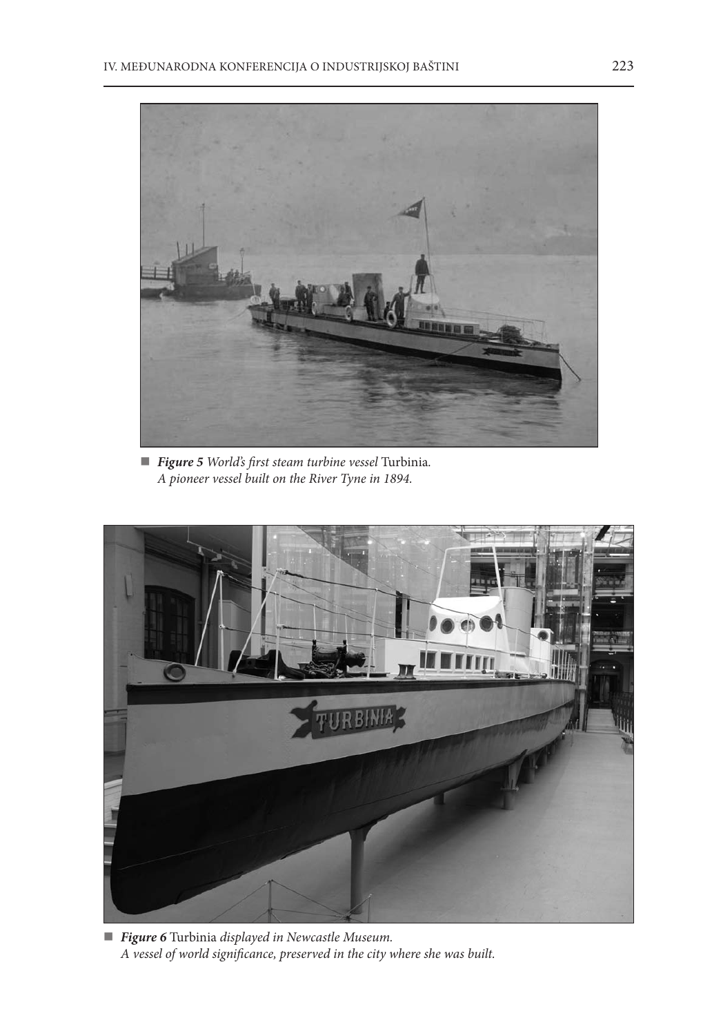■ ***Figure 5*** *World's first steam turbine vessel* Turbinia.
*A pioneer vessel built on the River Tyne in 1894.*

■ ***Figure 6*** Turbinia *displayed in Newcastle Museum.*
*A vessel of world significance, preserved in the city where she was built.*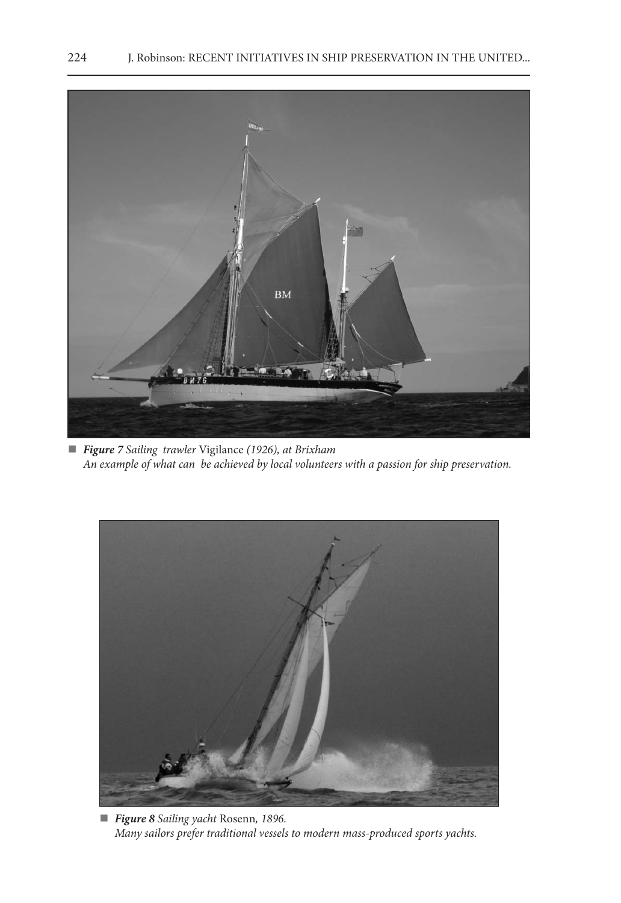■ ***Figure 7*** *Sailing trawler* Vigilance *(1926), at Brixham*
*An example of what can be achieved by local volunteers with a passion for ship preservation.*

■ ***Figure 8*** *Sailing yacht* Rosenn*, 1896.*
*Many sailors prefer traditional vessels to modern mass-produced sports yachts.*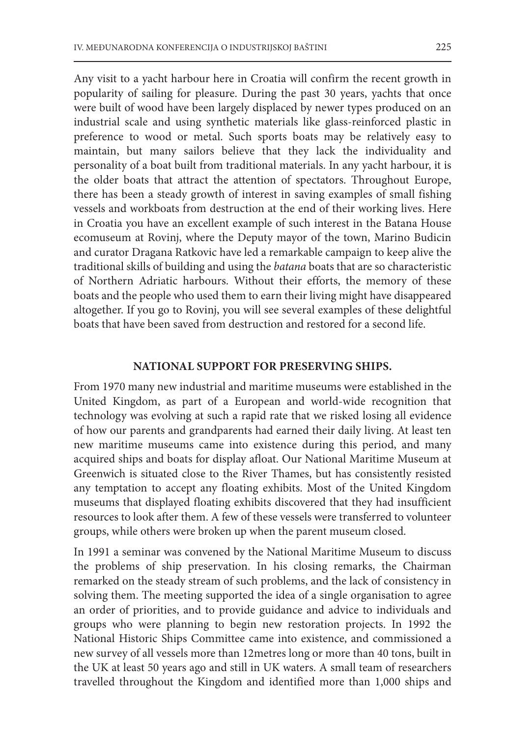Any visit to a yacht harbour here in Croatia will confirm the recent growth in popularity of sailing for pleasure. During the past 30 years, yachts that once were built of wood have been largely displaced by newer types produced on an industrial scale and using synthetic materials like glass-reinforced plastic in preference to wood or metal. Such sports boats may be relatively easy to maintain, but many sailors believe that they lack the individuality and personality of a boat built from traditional materials. In any yacht harbour, it is the older boats that attract the attention of spectators. Throughout Europe, there has been a steady growth of interest in saving examples of small fishing vessels and workboats from destruction at the end of their working lives. Here in Croatia you have an excellent example of such interest in the Batana House ecomuseum at Rovinj, where the Deputy mayor of the town, Marino Budicin and curator Dragana Ratkovic have led a remarkable campaign to keep alive the traditional skills of building and using the *batana* boats that are so characteristic of Northern Adriatic harbours. Without their efforts, the memory of these boats and the people who used them to earn their living might have disappeared altogether. If you go to Rovinj, you will see several examples of these delightful boats that have been saved from destruction and restored for a second life.

## NATIONAL SUPPORT FOR PRESERVING SHIPS.

From 1970 many new industrial and maritime museums were established in the United Kingdom, as part of a European and world-wide recognition that technology was evolving at such a rapid rate that we risked losing all evidence of how our parents and grandparents had earned their daily living. At least ten new maritime museums came into existence during this period, and many acquired ships and boats for display afloat. Our National Maritime Museum at Greenwich is situated close to the River Thames, but has consistently resisted any temptation to accept any floating exhibits. Most of the United Kingdom museums that displayed floating exhibits discovered that they had insufficient resources to look after them. A few of these vessels were transferred to volunteer groups, while others were broken up when the parent museum closed.

In 1991 a seminar was convened by the National Maritime Museum to discuss the problems of ship preservation. In his closing remarks, the Chairman remarked on the steady stream of such problems, and the lack of consistency in solving them. The meeting supported the idea of a single organisation to agree an order of priorities, and to provide guidance and advice to individuals and groups who were planning to begin new restoration projects. In 1992 the National Historic Ships Committee came into existence, and commissioned a new survey of all vessels more than 12metres long or more than 40 tons, built in the UK at least 50 years ago and still in UK waters. A small team of researchers travelled throughout the Kingdom and identified more than 1,000 ships and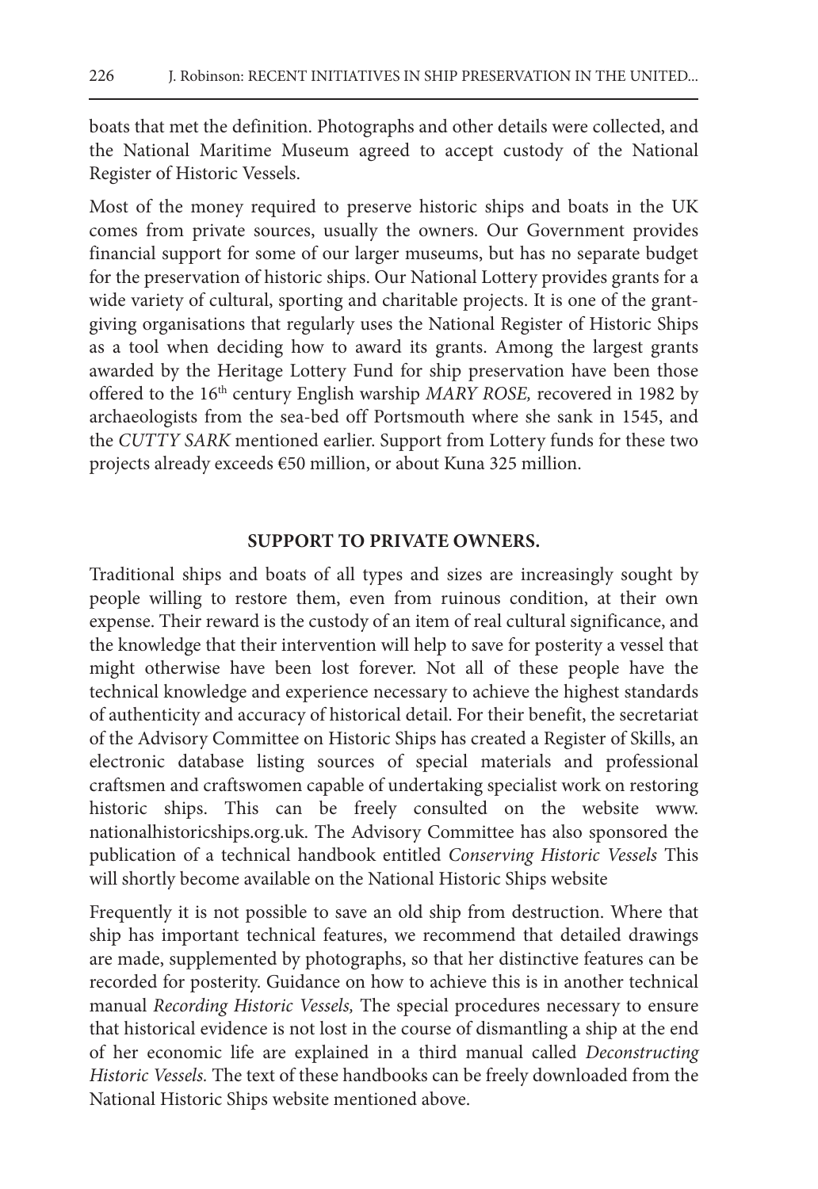boats that met the definition. Photographs and other details were collected, and the National Maritime Museum agreed to accept custody of the National Register of Historic Vessels.

Most of the money required to preserve historic ships and boats in the UK comes from private sources, usually the owners. Our Government provides financial support for some of our larger museums, but has no separate budget for the preservation of historic ships. Our National Lottery provides grants for a wide variety of cultural, sporting and charitable projects. It is one of the grant-giving organisations that regularly uses the National Register of Historic Ships as a tool when deciding how to award its grants. Among the largest grants awarded by the Heritage Lottery Fund for ship preservation have been those offered to the 16th century English warship *MARY ROSE,* recovered in 1982 by archaeologists from the sea-bed off Portsmouth where she sank in 1545, and the *CUTTY SARK* mentioned earlier. Support from Lottery funds for these two projects already exceeds €50 million, or about Kuna 325 million.

## SUPPORT TO PRIVATE OWNERS.

Traditional ships and boats of all types and sizes are increasingly sought by people willing to restore them, even from ruinous condition, at their own expense. Their reward is the custody of an item of real cultural significance, and the knowledge that their intervention will help to save for posterity a vessel that might otherwise have been lost forever. Not all of these people have the technical knowledge and experience necessary to achieve the highest standards of authenticity and accuracy of historical detail. For their benefit, the secretariat of the Advisory Committee on Historic Ships has created a Register of Skills, an electronic database listing sources of special materials and professional craftsmen and craftswomen capable of undertaking specialist work on restoring historic ships. This can be freely consulted on the website www.nationalhistoricships.org.uk. The Advisory Committee has also sponsored the publication of a technical handbook entitled *Conserving Historic Vessels* This will shortly become available on the National Historic Ships website

Frequently it is not possible to save an old ship from destruction. Where that ship has important technical features, we recommend that detailed drawings are made, supplemented by photographs, so that her distinctive features can be recorded for posterity. Guidance on how to achieve this is in another technical manual *Recording Historic Vessels,* The special procedures necessary to ensure that historical evidence is not lost in the course of dismantling a ship at the end of her economic life are explained in a third manual called *Deconstructing Historic Vessels.* The text of these handbooks can be freely downloaded from the National Historic Ships website mentioned above.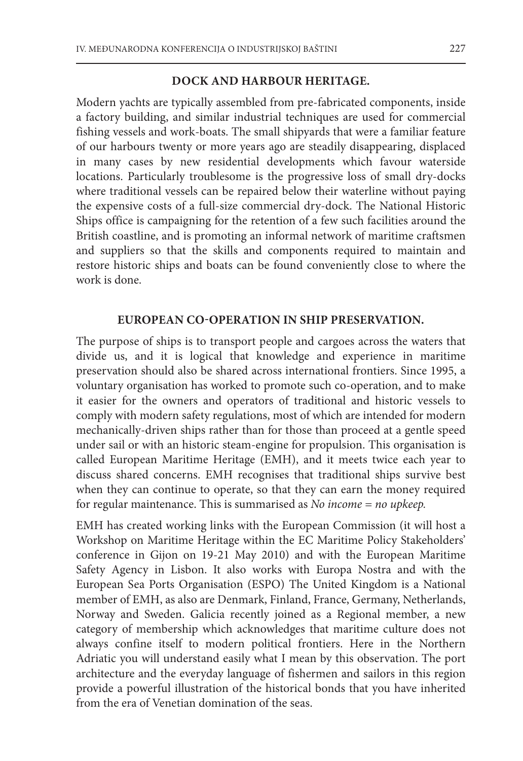## DOCK AND HARBOUR HERITAGE.

Modern yachts are typically assembled from pre-fabricated components, inside a factory building, and similar industrial techniques are used for commercial fishing vessels and work-boats. The small shipyards that were a familiar feature of our harbours twenty or more years ago are steadily disappearing, displaced in many cases by new residential developments which favour waterside locations. Particularly troublesome is the progressive loss of small dry-docks where traditional vessels can be repaired below their waterline without paying the expensive costs of a full-size commercial dry-dock. The National Historic Ships office is campaigning for the retention of a few such facilities around the British coastline, and is promoting an informal network of maritime craftsmen and suppliers so that the skills and components required to maintain and restore historic ships and boats can be found conveniently close to where the work is done.

## EUROPEAN CO-OPERATION IN SHIP PRESERVATION.

The purpose of ships is to transport people and cargoes across the waters that divide us, and it is logical that knowledge and experience in maritime preservation should also be shared across international frontiers. Since 1995, a voluntary organisation has worked to promote such co-operation, and to make it easier for the owners and operators of traditional and historic vessels to comply with modern safety regulations, most of which are intended for modern mechanically-driven ships rather than for those than proceed at a gentle speed under sail or with an historic steam-engine for propulsion. This organisation is called European Maritime Heritage (EMH), and it meets twice each year to discuss shared concerns. EMH recognises that traditional ships survive best when they can continue to operate, so that they can earn the money required for regular maintenance. This is summarised as *No income = no upkeep.*

EMH has created working links with the European Commission (it will host a Workshop on Maritime Heritage within the EC Maritime Policy Stakeholders' conference in Gijon on 19-21 May 2010) and with the European Maritime Safety Agency in Lisbon. It also works with Europa Nostra and with the European Sea Ports Organisation (ESPO) The United Kingdom is a National member of EMH, as also are Denmark, Finland, France, Germany, Netherlands, Norway and Sweden. Galicia recently joined as a Regional member, a new category of membership which acknowledges that maritime culture does not always confine itself to modern political frontiers. Here in the Northern Adriatic you will understand easily what I mean by this observation. The port architecture and the everyday language of fishermen and sailors in this region provide a powerful illustration of the historical bonds that you have inherited from the era of Venetian domination of the seas.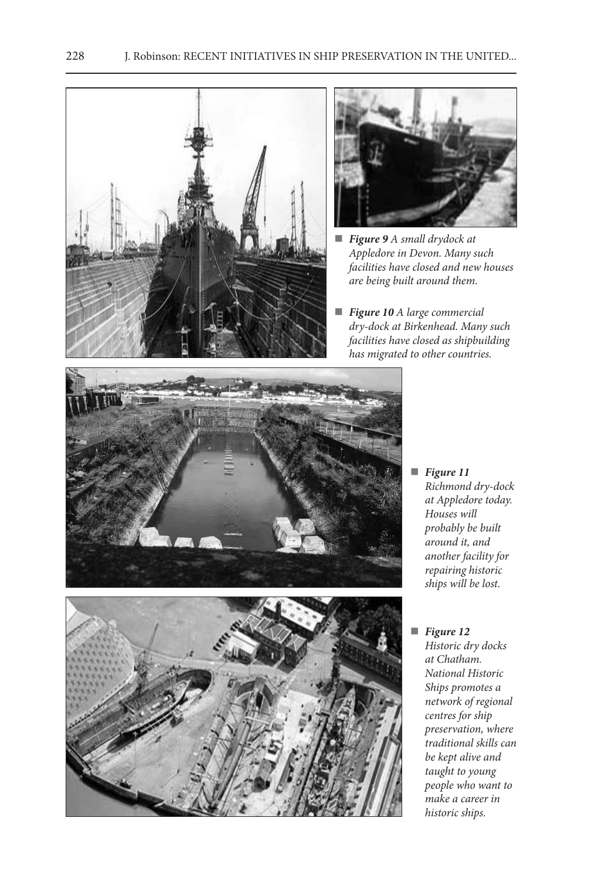**Figure 9** *A small drydock at Appledore in Devon. Many such facilities have closed and new houses are being built around them.*

**Figure 10** *A large commercial dry-dock at Birkenhead. Many such facilities have closed as shipbuilding has migrated to other countries.*

**Figure 11** *Richmond dry-dock at Appledore today. Houses will probably be built around it, and another facility for repairing historic ships will be lost.*

**Figure 12** *Historic dry docks at Chatham. National Historic Ships promotes a network of regional centres for ship preservation, where traditional skills can be kept alive and taught to young people who want to make a career in historic ships.*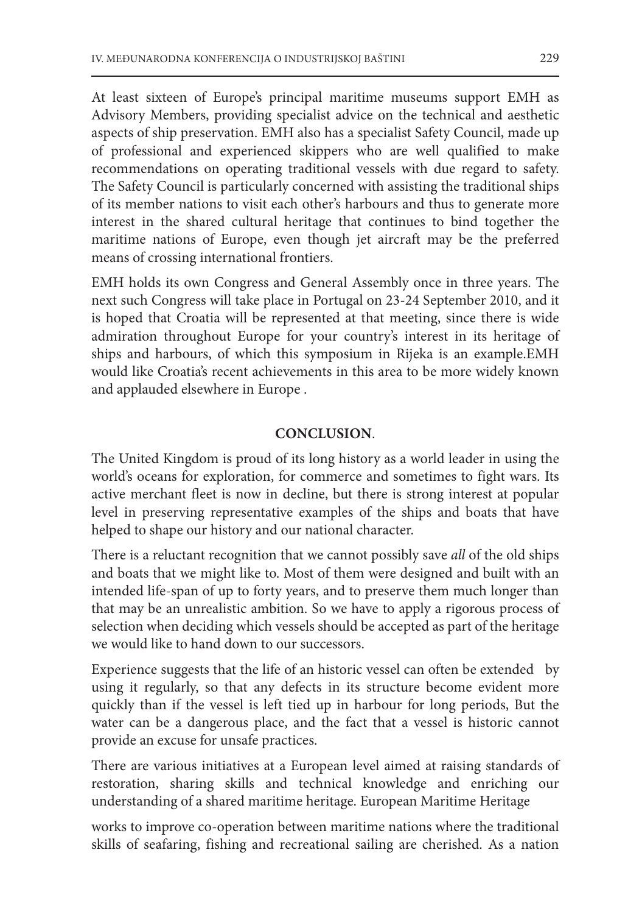At least sixteen of Europe's principal maritime museums support EMH as Advisory Members, providing specialist advice on the technical and aesthetic aspects of ship preservation. EMH also has a specialist Safety Council, made up of professional and experienced skippers who are well qualified to make recommendations on operating traditional vessels with due regard to safety. The Safety Council is particularly concerned with assisting the traditional ships of its member nations to visit each other's harbours and thus to generate more interest in the shared cultural heritage that continues to bind together the maritime nations of Europe, even though jet aircraft may be the preferred means of crossing international frontiers.

EMH holds its own Congress and General Assembly once in three years. The next such Congress will take place in Portugal on 23-24 September 2010, and it is hoped that Croatia will be represented at that meeting, since there is wide admiration throughout Europe for your country's interest in its heritage of ships and harbours, of which this symposium in Rijeka is an example.EMH would like Croatia's recent achievements in this area to be more widely known and applauded elsewhere in Europe .

## CONCLUSION.

The United Kingdom is proud of its long history as a world leader in using the world's oceans for exploration, for commerce and sometimes to fight wars. Its active merchant fleet is now in decline, but there is strong interest at popular level in preserving representative examples of the ships and boats that have helped to shape our history and our national character.

There is a reluctant recognition that we cannot possibly save *all* of the old ships and boats that we might like to. Most of them were designed and built with an intended life-span of up to forty years, and to preserve them much longer than that may be an unrealistic ambition. So we have to apply a rigorous process of selection when deciding which vessels should be accepted as part of the heritage we would like to hand down to our successors.

Experience suggests that the life of an historic vessel can often be extended by using it regularly, so that any defects in its structure become evident more quickly than if the vessel is left tied up in harbour for long periods, But the water can be a dangerous place, and the fact that a vessel is historic cannot provide an excuse for unsafe practices.

There are various initiatives at a European level aimed at raising standards of restoration, sharing skills and technical knowledge and enriching our understanding of a shared maritime heritage. European Maritime Heritage

works to improve co-operation between maritime nations where the traditional skills of seafaring, fishing and recreational sailing are cherished. As a nation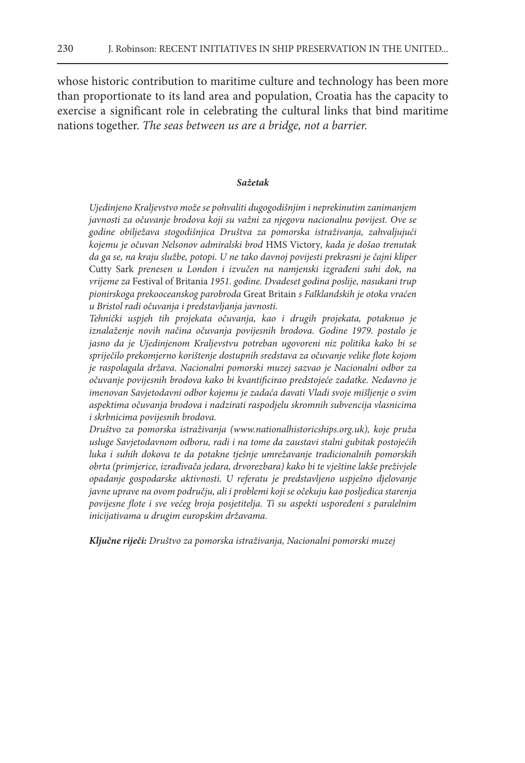whose historic contribution to maritime culture and technology has been more than proportionate to its land area and population, Croatia has the capacity to exercise a significant role in celebrating the cultural links that bind maritime nations together. *The seas between us are a bridge, not a barrier.*

***Sažetak***

*Ujedinjeno Kraljevstvo može se pohvaliti dugogodišnjim i neprekinutim zanimanjem javnosti za očuvanje brodova koji su važni za njegovu nacionalnu povijest. Ove se godine obilježava stogodišnjica Društva za pomorska istraživanja, zahvaljujući kojemu je očuvan Nelsonov admiralski brod* HMS Victory*, kada je došao trenutak da ga se, na kraju službe, potopi. U ne tako davnoj povijesti prekrasni je čajni kliper* Cutty Sark *prenesen u London i izvučen na namjenski izgrađeni suhi dok, na vrijeme za* Festival of Britania *1951. godine. Dvadeset godina poslije, nasukani trup pionirskoga prekooceanskog parobroda* Great Britain *s Falklandskih je otoka vraćen u Bristol radi očuvanja i predstavljanja javnosti.*

*Tehnički uspjeh tih projekata očuvanja, kao i drugih projekata, potaknuo je iznalaženje novih načina očuvanja povijesnih brodova. Godine 1979. postalo je jasno da je Ujedinjenom Kraljevstvu potreban ugovoreni niz politika kako bi se spriječilo prekomjerno korištenje dostupnih sredstava za očuvanje velike flote kojom je raspolagala država. Nacionalni pomorski muzej sazvao je Nacionalni odbor za očuvanje povijesnih brodova kako bi kvantificirao predstojeće zadatke. Nedavno je imenovan Savjetodavni odbor kojemu je zadaća davati Vladi svoje mišljenje o svim aspektima očuvanja brodova i nadzirati raspodjelu skromnih subvencija vlasnicima i skrbnicima povijesnih brodova.*

*Društvo za pomorska istraživanja (www.nationalhistoricships.org.uk), koje pruža usluge Savjetodavnom odboru, radi i na tome da zaustavi stalni gubitak postojećih luka i suhih dokova te da potakne tješnje umrežavanje tradicionalnih pomorskih obrta (primjerice, izrađivača jedara, drvorezbara) kako bi te vještine lakše preživjele opadanje gospodarske aktivnosti. U referatu je predstavljeno uspješno djelovanje javne uprave na ovom području, ali i problemi koji se očekuju kao posljedica starenja povijesne flote i sve većeg broja posjetitelja. Ti su aspekti uspoređeni s paralelnim inicijativama u drugim europskim državama.*

***Ključne riječi:*** *Društvo za pomorska istraživanja, Nacionalni pomorski muzej*